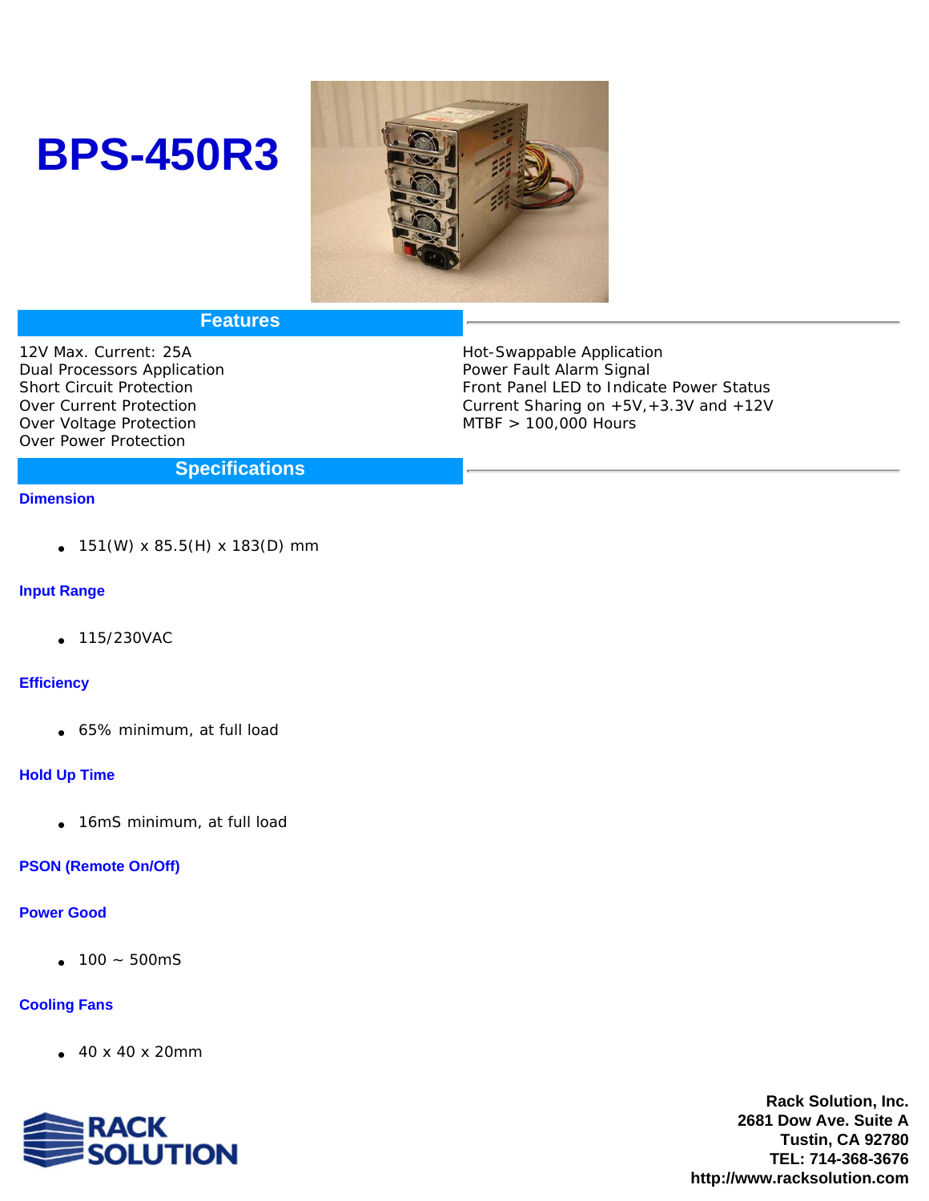# BPS-450R3

## Features

12V Max. Current: 25A
Dual Processors Application
Short Circuit Protection
Over Current Protection
Over Voltage Protection
Over Power Protection
Hot-Swappable Application
Power Fault Alarm Signal
Front Panel LED to Indicate Power Status
Current Sharing on +5V,+3.3V and +12V
MTBF > 100,000 Hours

## Specifications

### Dimension

- 151(W) x 85.5(H) x 183(D) mm

### Input Range

- 115/230VAC

### Efficiency

- 65% minimum, at full load

### Hold Up Time

- 16mS minimum, at full load

### PSON (Remote On/Off)

### Power Good

- 100 ~ 500mS

### Cooling Fans

- 40 x 40 x 20mm

**Rack Solution, Inc.**
**2681 Dow Ave. Suite A**
**Tustin, CA 92780**
**TEL: 714-368-3676**
**http://www.racksolution.com**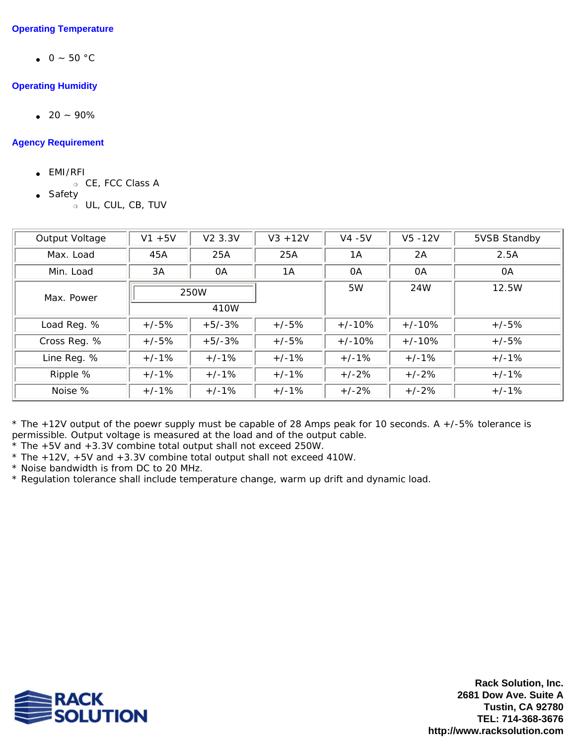### Operating Temperature

- 0 ~ 50 °C

### Operating Humidity

- 20 ~ 90%

### Agency Requirement

- EMI/RFI
  - CE, FCC Class A
- Safety
  - UL, CUL, CB, TUV

| Output Voltage | V1 +5V | V2 3.3V | V3 +12V | V4 -5V | V5 -12V | 5VSB Standby |
|---|---|---|---|---|---|---|
| Max. Load | 45A | 25A | 25A | 1A | 2A | 2.5A |
| Min. Load | 3A | 0A | 1A | 0A | 0A | 0A |
| Max. Power | 250W (V1 + V2); 410W (V1 + V2 + V3) | | | 5W | 24W | 12.5W |
| Load Reg. % | +/-5% | +5/-3% | +/-5% | +/-10% | +/-10% | +/-5% |
| Cross Reg. % | +/-5% | +5/-3% | +/-5% | +/-10% | +/-10% | +/-5% |
| Line Reg. % | +/-1% | +/-1% | +/-1% | +/-1% | +/-1% | +/-1% |
| Ripple % | +/-1% | +/-1% | +/-1% | +/-2% | +/-2% | +/-1% |
| Noise % | +/-1% | +/-1% | +/-1% | +/-2% | +/-2% | +/-1% |

* The +12V output of the poewr supply must be capable of 28 Amps peak for 10 seconds. A +/-5% tolerance is permissible. Output voltage is measured at the load and of the output cable.
* The +5V and +3.3V combine total output shall not exceed 250W.
* The +12V, +5V and +3.3V combine total output shall not exceed 410W.
* Noise bandwidth is from DC to 20 MHz.
* Regulation tolerance shall include temperature change, warm up drift and dynamic load.

RACK SOLUTION

**Rack Solution, Inc.**
**2681 Dow Ave. Suite A**
**Tustin, CA 92780**
**TEL: 714-368-3676**
**http://www.racksolution.com**